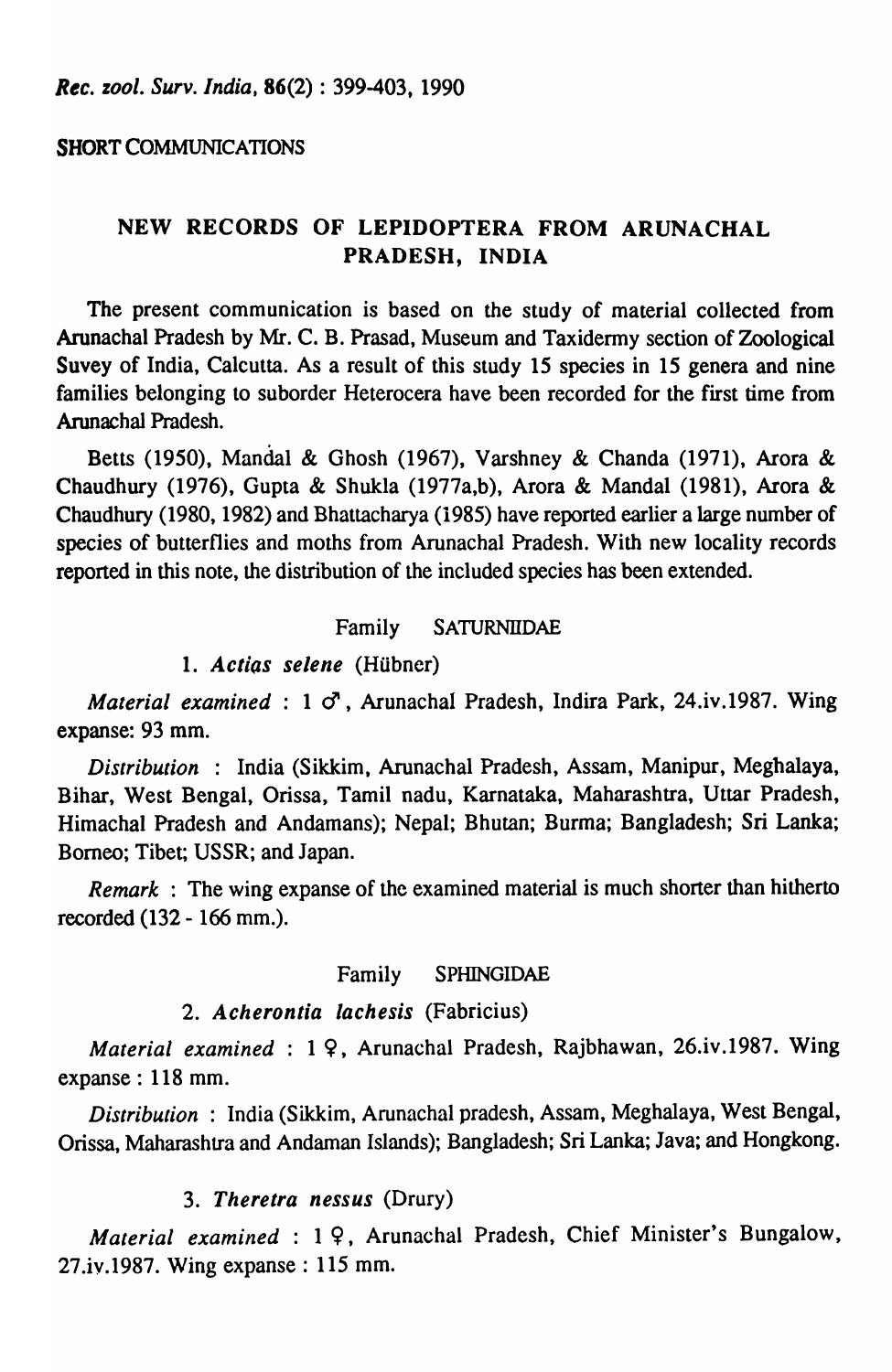SHORT COMMUNICATIONS

# NEW RECORDS OF LEPIDOPTERA FROM ARUNACHAL PRADESH, INDIA

The present communication is based on the study of material collected from Arunachal Pradesh by Mr. C. B. Prasad, Museum and Taxidermy section of Zoological Suvey of India, Calcutta. As a result of this study 15 species in 15 genera and nine families belonging to suborder Heterocera have been recorded for the first time from Arunachal Pradesh.

Betts (1950), Mandal & Ghosh (1967), Varshney & Chanda (1971), Arora & Chaudhury (1976), Gupta & Shukla (1977a,b), Arora & Mandal (1981), Arora & Chaudhury (1980, 1982) and Bhattacharya (1985) have reported earlier a large number of species of butterflies and moths from Arunachal Pradesh. With new locality records reported in this note, the distribution of the included species has been extended.

## Family SATURNIIDAE

### 1. *Actias selene* (Hübner)

*Material examined* : 1 ♂, Arunachal Pradesh, Indira Park, 24.iv.1987. Wing expanse: 93 mm.

*Distribution* : India (Sikkim, Arunachal Pradesh, Assam, Manipur, Meghalaya, Bihar, West Bengal, Orissa, Tamil nadu, Karnataka, Maharashtra, Uttar Pradesh, Himachal Pradesh and Andamans); Nepal; Bhutan; Burma; Bangladesh; Sri Lanka; Borneo; Tibet; USSR; and Japan.

*Remark* : The wing expanse of the examined material is much shorter than hitherto recorded (132 - 166 mm.).

## Family SPHINGIDAE

### 2. *Acherontia lachesis* (Fabricius)

*Material examined* : 1 ♀, Arunachal Pradesh, Rajbhawan, 26.iv.1987. Wing expanse : 118 mm.

*Distribution* : India (Sikkim, Arunachal pradesh, Assam, Meghalaya, West Bengal, Orissa, Maharashtra and Andaman Islands); Bangladesh; Sri Lanka; Java; and Hongkong.

### 3. *Theretra nessus* (Drury)

*Material examined* : 1 ♀, Arunachal Pradesh, Chief Minister's Bungalow, 27.iv.1987. Wing expanse : 115 mm.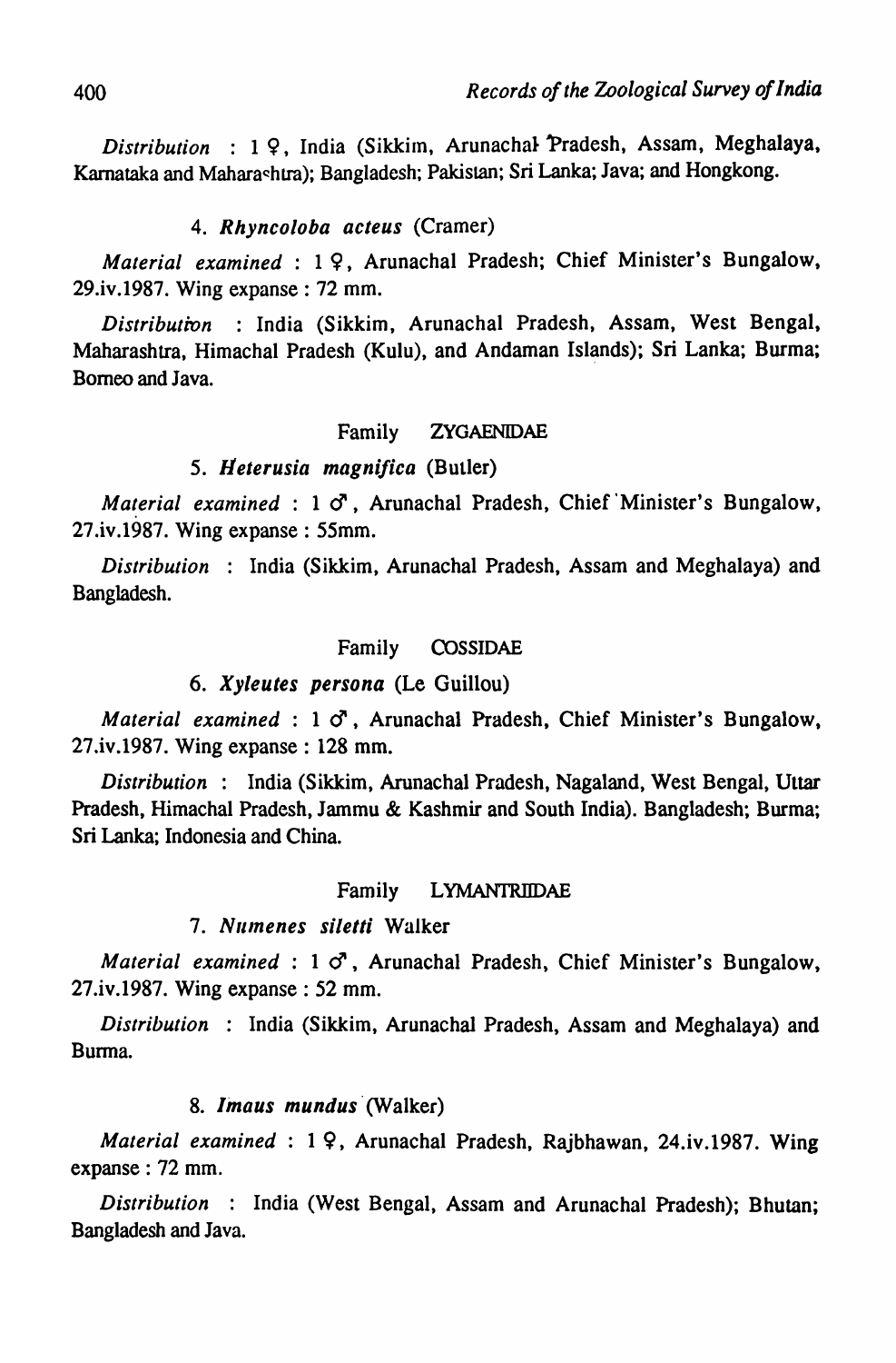*Distribution* : 1 ♀, India (Sikkim, Arunachal Pradesh, Assam, Meghalaya, Karnataka and Maharashtra); Bangladesh; Pakistan; Sri Lanka; Java; and Hongkong.

### 4. *Rhyncoloba acteus* (Cramer)

*Material examined* : 1 ♀, Arunachal Pradesh; Chief Minister's Bungalow, 29.iv.1987. Wing expanse : 72 mm.

*Distribution* : India (Sikkim, Arunachal Pradesh, Assam, West Bengal, Maharashtra, Himachal Pradesh (Kulu), and Andaman Islands); Sri Lanka; Burma; Borneo and Java.

## Family ZYGAENIDAE

### 5. *Heterusia magnifica* (Butler)

*Material examined* : 1 ♂, Arunachal Pradesh, Chief Minister's Bungalow, 27.iv.1987. Wing expanse : 55mm.

*Distribution* : India (Sikkim, Arunachal Pradesh, Assam and Meghalaya) and Bangladesh.

## Family COSSIDAE

### 6. *Xyleutes persona* (Le Guillou)

*Material examined* : 1 ♂, Arunachal Pradesh, Chief Minister's Bungalow, 27.iv.1987. Wing expanse : 128 mm.

*Distribution* : India (Sikkim, Arunachal Pradesh, Nagaland, West Bengal, Uttar Pradesh, Himachal Pradesh, Jammu & Kashmir and South India). Bangladesh; Burma; Sri Lanka; Indonesia and China.

## Family LYMANTRIIDAE

### 7. *Numenes siletti* Walker

*Material examined* : 1 ♂, Arunachal Pradesh, Chief Minister's Bungalow, 27.iv.1987. Wing expanse : 52 mm.

*Distribution* : India (Sikkim, Arunachal Pradesh, Assam and Meghalaya) and Burma.

### 8. *Imaus mundus* (Walker)

*Material examined* : 1 ♀, Arunachal Pradesh, Rajbhawan, 24.iv.1987. Wing expanse : 72 mm.

*Distribution* : India (West Bengal, Assam and Arunachal Pradesh); Bhutan; Bangladesh and Java.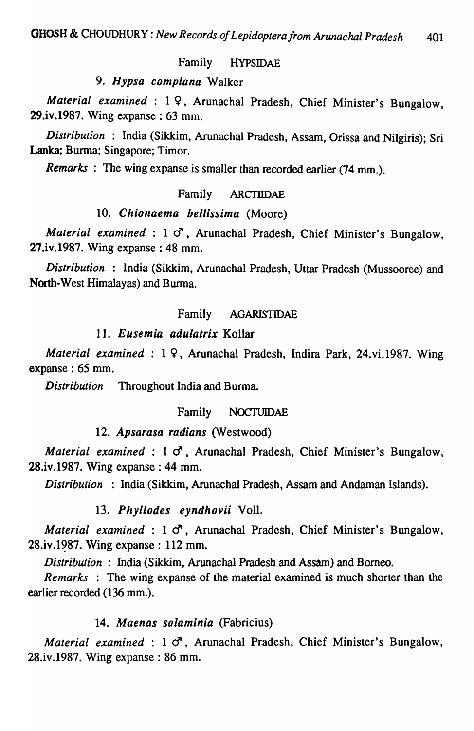Family HYPSIDAE

### 9. *Hypsa complana* Walker

*Material examined* : 1 ♀, Arunachal Pradesh, Chief Minister's Bungalow, 29.iv.1987. Wing expanse : 63 mm.

*Distribution* : India (Sikkim, Arunachal Pradesh, Assam, Orissa and Nilgiris); Sri Lanka; Burma; Singapore; Timor.

*Remarks* : The wing expanse is smaller than recorded earlier (74 mm.).

Family ARCTIIDAE

### 10. *Chionaema bellissima* (Moore)

*Material examined* : 1 ♂, Arunachal Pradesh, Chief Minister's Bungalow, 27.iv.1987. Wing expanse : 48 mm.

*Distribution* : India (Sikkim, Arunachal Pradesh, Uttar Pradesh (Mussooree) and North-West Himalayas) and Burma.

Family AGARISTIDAE

### 11. *Eusemia adulatrix* Kollar

*Material examined* : 1 ♀, Arunachal Pradesh, Indira Park, 24.vi.1987. Wing expanse : 65 mm.

*Distribution* Throughout India and Burma.

Family NOCTUIDAE

### 12. *Apsarasa radians* (Westwood)

*Material examined* : 1 ♂, Arunachal Pradesh, Chief Minister's Bungalow, 28.iv.1987. Wing expanse : 44 mm.

*Distribution* : India (Sikkim, Arunachal Pradesh, Assam and Andaman Islands).

### 13. *Phyllodes eyndhovii* Voll.

*Material examined* : 1 ♂, Arunachal Pradesh, Chief Minister's Bungalow, 28.iv.1987. Wing expanse : 112 mm.

*Distribution* : India (Sikkim, Arunachal Pradesh and Assam) and Borneo.

*Remarks* : The wing expanse of the material examined is much shorter than the earlier recorded (136 mm.).

### 14. *Maenas salaminia* (Fabricius)

*Material examined* : 1 ♂, Arunachal Pradesh, Chief Minister's Bungalow, 28.iv.1987. Wing expanse : 86 mm.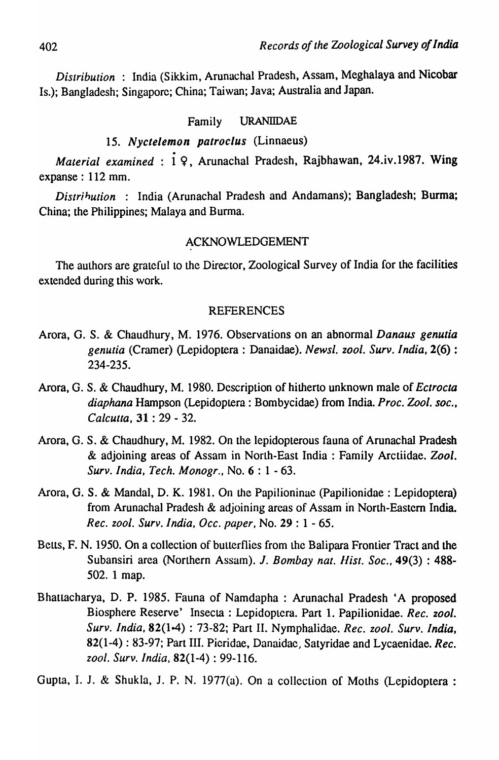*Distribution* : India (Sikkim, Arunachal Pradesh, Assam, Meghalaya and Nicobar Is.); Bangladesh; Singapore; China; Taiwan; Java; Australia and Japan.

Family URANIIDAE

15. *Nyctelemon patroclus* (Linnaeus)

*Material examined* : 1 ♀, Arunachal Pradesh, Rajbhawan, 24.iv.1987. Wing expanse : 112 mm.

*Distribution* : India (Arunachal Pradesh and Andamans); Bangladesh; Burma; China; the Philippines; Malaya and Burma.

## ACKNOWLEDGEMENT

The authors are grateful to the Director, Zoological Survey of India for the facilities extended during this work.

## REFERENCES

Arora, G. S. & Chaudhury, M. 1976. Observations on an abnormal *Danaus genutia genutia* (Cramer) (Lepidoptera : Danaidae). *Newsl. zool. Surv. India*, **2**(6) : 234-235.

Arora, G. S. & Chaudhury, M. 1980. Description of hitherto unknown male of *Ectrocta diaphana* Hampson (Lepidoptera : Bombycidae) from India. *Proc. Zool. soc., Calcutta*, **31** : 29 - 32.

Arora, G. S. & Chaudhury, M. 1982. On the lepidopterous fauna of Arunachal Pradesh & adjoining areas of Assam in North-East India : Family Arctiidae. *Zool. Surv. India, Tech. Monogr.*, No. **6** : 1 - 63.

Arora, G. S. & Mandal, D. K. 1981. On the Papilioninae (Papilionidae : Lepidoptera) from Arunachal Pradesh & adjoining areas of Assam in North-Eastern India. *Rec. zool. Surv. India, Occ. paper*, No. **29** : 1 - 65.

Betts, F. N. 1950. On a collection of butterflies from the Balipara Frontier Tract and the Subansiri area (Northern Assam). *J. Bombay nat. Hist. Soc.*, **49**(3) : 488-502. 1 map.

Bhattacharya, D. P. 1985. Fauna of Namdapha : Arunachal Pradesh 'A proposed Biosphere Reserve' Insecta : Lepidoptera. Part 1. Papilionidae. *Rec. zool. Surv. India*, **82**(1-4) : 73-82; Part II. Nymphalidae. *Rec. zool. Surv. India*, **82**(1-4) : 83-97; Part III. Pieridae, Danaidae, Satyridae and Lycaenidae. *Rec. zool. Surv. India*, **82**(1-4) : 99-116.

Gupta, I. J. & Shukla, J. P. N. 1977(a). On a collection of Moths (Lepidoptera :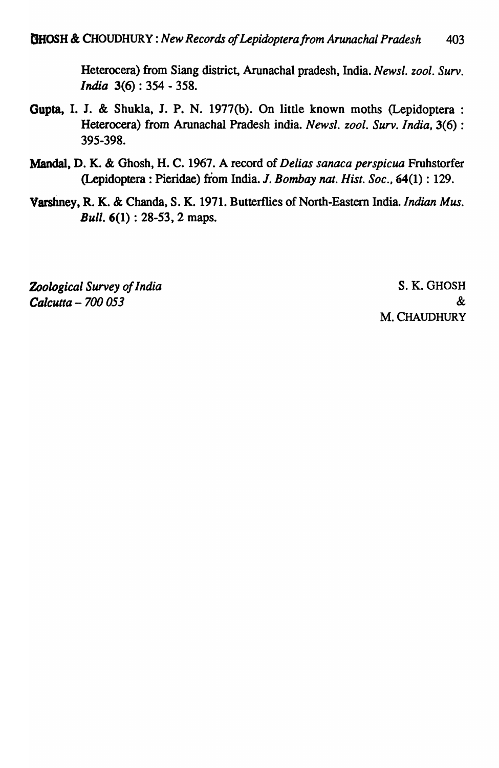Heterocera) from Siang district, Arunachal pradesh, India. *Newsl. zool. Surv. India* 3(6) : 354 - 358.

**Gupta**, I. J. & Shukla, J. P. N. 1977(b). On little known moths (Lepidoptera : Heterocera) from Arunachal Pradesh india. *Newsl. zool. Surv. India*, 3(6) : 395-398.

**Mandal**, D. K. & Ghosh, H. C. 1967. A record of *Delias sanaca perspicua* Fruhstorfer (Lepidoptera : Pieridae) from India. *J. Bombay nat. Hist. Soc.*, 64(1) : 129.

**Varshney**, R. K. & Chanda, S. K. 1971. Butterflies of North-Eastern India. *Indian Mus. Bull.* 6(1) : 28-53, 2 maps.

*Zoological Survey of India*
*Calcutta – 700 053*

S. K. GHOSH
&
M. CHAUDHURY